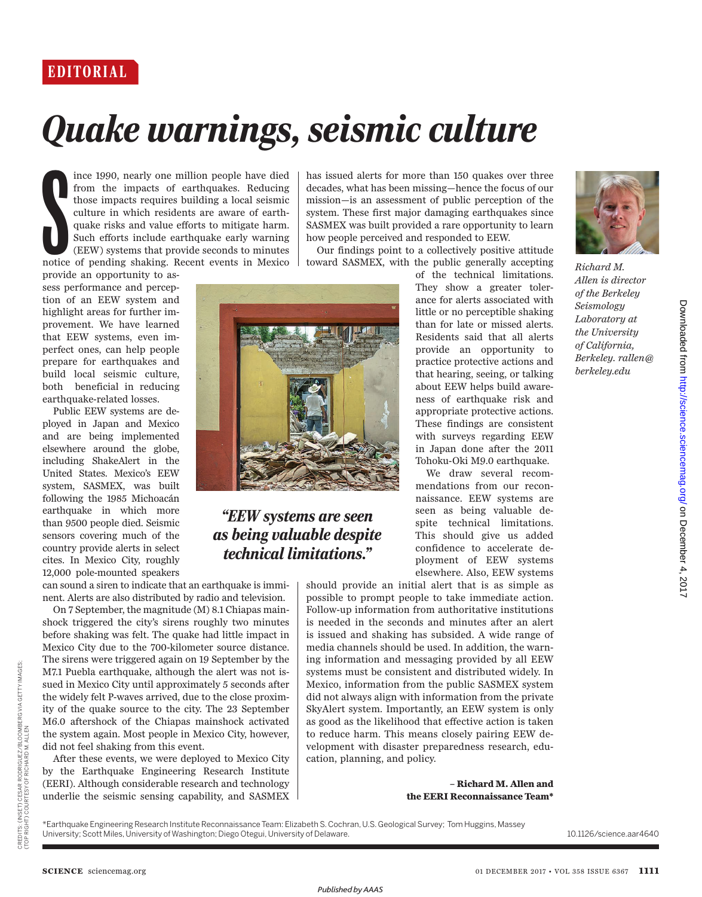EDITORIAL

# *Quake warnings, seismic culture*

Since 1990, nearly one million people have died from the impacts of earthquakes. Reducing those impacts requires building a local seismic culture in which residents are aware of earthquake risks and value efforts to mitigate harm. Such efforts include earthquake early warning (EEW) systems that provide seconds to minutes notice of pending shaking. Recent events in Mexico provide an opportunity to assess performance and perception of an EEW system and highlight areas for further improvement. We have learned that EEW systems, even imperfect ones, can help people prepare for earthquakes and build local seismic culture, both beneficial in reducing earthquake-related losses.

Public EEW systems are deployed in Japan and Mexico and are being implemented elsewhere around the globe, including ShakeAlert in the United States. Mexico's EEW system, SASMEX, was built following the 1985 Michoacán earthquake in which more than 9500 people died. Seismic sensors covering much of the country provide alerts in select cites. In Mexico City, roughly 12,000 pole-mounted speakers can sound a siren to indicate that an earthquake is imminent. Alerts are also distributed by radio and television.

On 7 September, the magnitude (M) 8.1 Chiapas mainshock triggered the city's sirens roughly two minutes before shaking was felt. The quake had little impact in Mexico City due to the 700-kilometer source distance. The sirens were triggered again on 19 September by the M7.1 Puebla earthquake, although the alert was not issued in Mexico City until approximately 5 seconds after the widely felt P-waves arrived, due to the close proximity of the quake source to the city. The 23 September M6.0 aftershock of the Chiapas mainshock activated the system again. Most people in Mexico City, however, did not feel shaking from this event.

After these events, we were deployed to Mexico City by the Earthquake Engineering Research Institute (EERI). Although considerable research and technology underlie the seismic sensing capability, and SASMEX has issued alerts for more than 150 quakes over three decades, what has been missing—hence the focus of our mission—is an assessment of public perception of the system. These first major damaging earthquakes since SASMEX was built provided a rare opportunity to learn how people perceived and responded to EEW.

Our findings point to a collectively positive attitude toward SASMEX, with the public generally accepting of the technical limitations. They show a greater tolerance for alerts associated with little or no perceptible shaking than for late or missed alerts. Residents said that all alerts provide an opportunity to practice protective actions and that hearing, seeing, or talking about EEW helps build awareness of earthquake risk and appropriate protective actions. These findings are consistent with surveys regarding EEW in Japan done after the 2011 Tohoku-Oki M9.0 earthquake.

*"EEW systems are seen as being valuable despite technical limitations."*

We draw several recommendations from our reconnaissance. EEW systems are seen as being valuable despite technical limitations. This should give us added confidence to accelerate deployment of EEW systems elsewhere. Also, EEW systems should provide an initial alert that is as simple as possible to prompt people to take immediate action. Follow-up information from authoritative institutions is needed in the seconds and minutes after an alert is issued and shaking has subsided. A wide range of media channels should be used. In addition, the warning information and messaging provided by all EEW systems must be consistent and distributed widely. In Mexico, information from the public SASMEX system did not always align with information from the private SkyAlert system. Importantly, an EEW system is only as good as the likelihood that effective action is taken to reduce harm. This means closely pairing EEW development with disaster preparedness research, education, planning, and policy.

**– Richard M. Allen and the EERI Reconnaissance Team\***

*Richard M. Allen is director of the Berkeley Seismology Laboratory at the University of California, Berkeley. rallen@berkeley.edu*

\*Earthquake Engineering Research Institute Reconnaissance Team: Elizabeth S. Cochran, U.S. Geological Survey; Tom Huggins, Massey University; Scott Miles, University of Washington; Diego Otegui, University of Delaware.

10.1126/science.aar4640

CREDITS: (INSET) CESAR RODRIGUEZ/BLOOMBERG VIA GETTY IMAGES; (TOP RIGHT) COURTESY OF RICHARD M. ALLEN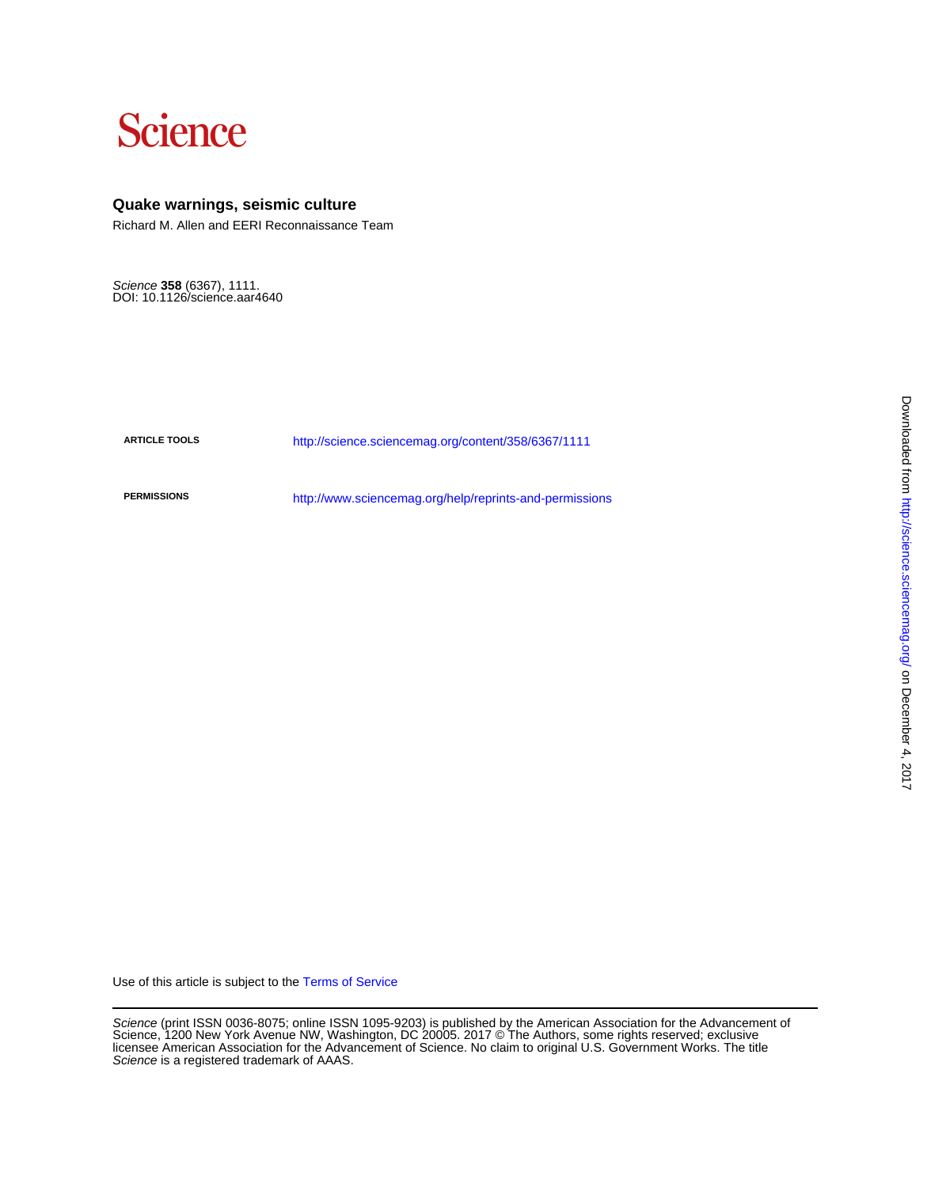# Science

## Quake warnings, seismic culture

Richard M. Allen and EERI Reconnaissance Team

*Science* **358** (6367), 1111.
DOI: 10.1126/science.aar4640

**ARTICLE TOOLS** http://science.sciencemag.org/content/358/6367/1111

**PERMISSIONS** http://www.sciencemag.org/help/reprints-and-permissions

Use of this article is subject to the Terms of Service

*Science* (print ISSN 0036-8075; online ISSN 1095-9203) is published by the American Association for the Advancement of Science, 1200 New York Avenue NW, Washington, DC 20005. 2017 © The Authors, some rights reserved; exclusive licensee American Association for the Advancement of Science. No claim to original U.S. Government Works. The title *Science* is a registered trademark of AAAS.